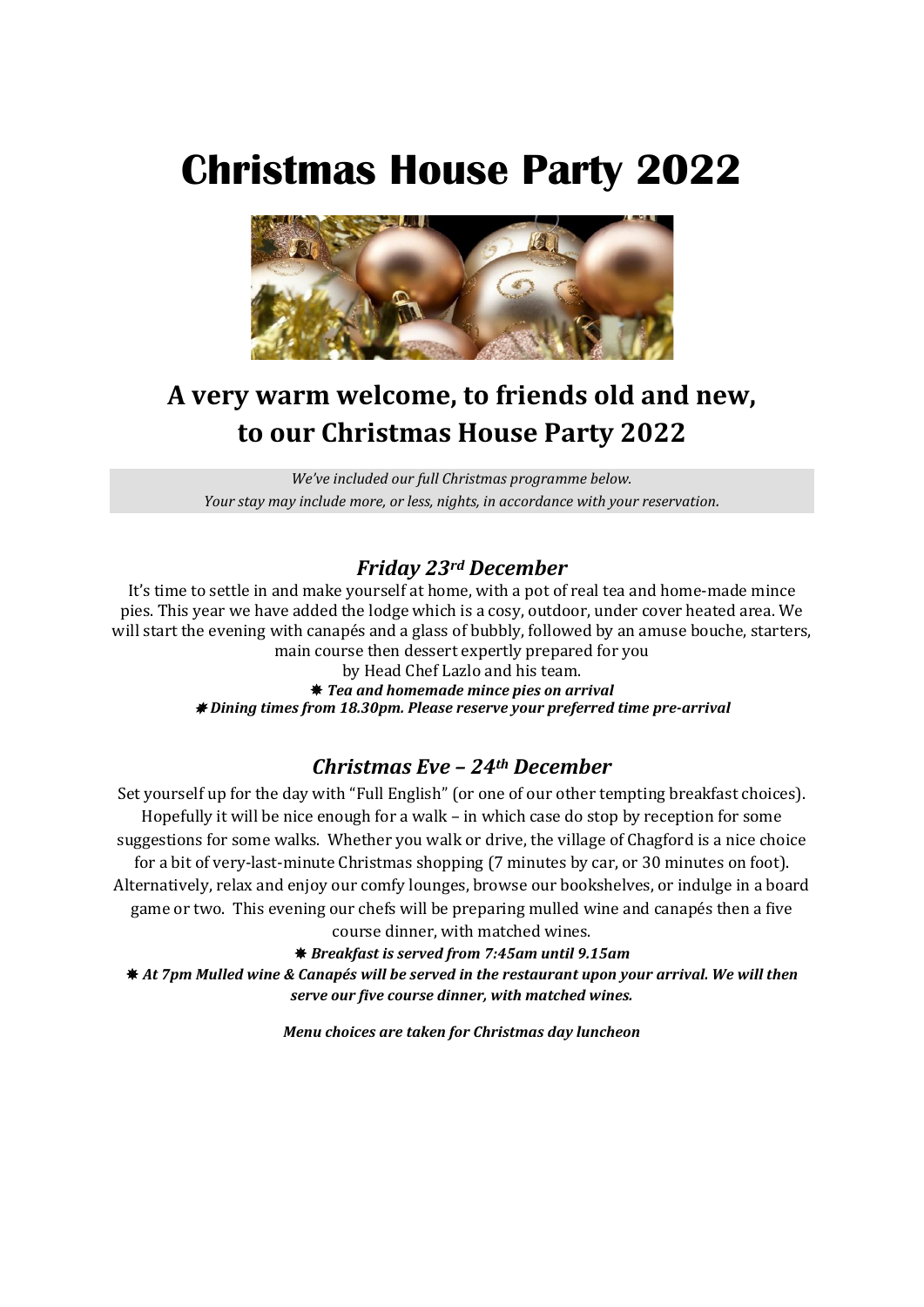# Christmas House Party 2022

## A very warm welcome, to friends old and new, to our Christmas House Party 2022

*We've included our full Christmas programme below.*
*Your stay may include more, or less, nights, in accordance with your reservation.*

### *Friday 23rd December*

It's time to settle in and make yourself at home, with a pot of real tea and home-made mince pies. This year we have added the lodge which is a cosy, outdoor, under cover heated area. We will start the evening with canapés and a glass of bubbly, followed by an amuse bouche, starters, main course then dessert expertly prepared for you by Head Chef Lazlo and his team.

✸ ***Tea and homemade mince pies on arrival***

✸ ***Dining times from 18.30pm. Please reserve your preferred time pre-arrival***

### *Christmas Eve – 24th December*

Set yourself up for the day with "Full English" (or one of our other tempting breakfast choices). Hopefully it will be nice enough for a walk – in which case do stop by reception for some suggestions for some walks. Whether you walk or drive, the village of Chagford is a nice choice for a bit of very-last-minute Christmas shopping (7 minutes by car, or 30 minutes on foot). Alternatively, relax and enjoy our comfy lounges, browse our bookshelves, or indulge in a board game or two. This evening our chefs will be preparing mulled wine and canapés then a five course dinner, with matched wines.

✸ ***Breakfast is served from 7:45am until 9.15am***

✸ ***At 7pm Mulled wine & Canapés will be served in the restaurant upon your arrival. We will then serve our five course dinner, with matched wines.***

***Menu choices are taken for Christmas day luncheon***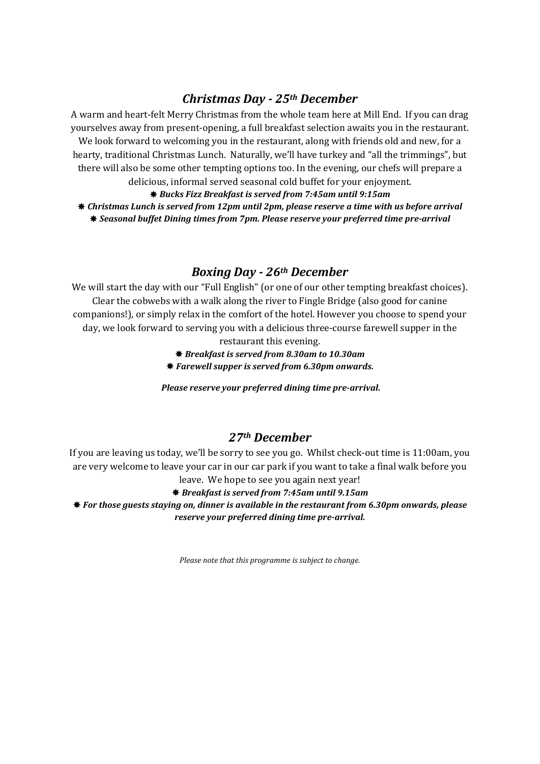## *Christmas Day - 25th December*

A warm and heart-felt Merry Christmas from the whole team here at Mill End. If you can drag yourselves away from present-opening, a full breakfast selection awaits you in the restaurant. We look forward to welcoming you in the restaurant, along with friends old and new, for a hearty, traditional Christmas Lunch. Naturally, we'll have turkey and "all the trimmings", but there will also be some other tempting options too. In the evening, our chefs will prepare a delicious, informal served seasonal cold buffet for your enjoyment.

✸ ***Bucks Fizz Breakfast is served from 7:45am until 9:15am***

✸ ***Christmas Lunch is served from 12pm until 2pm, please reserve a time with us before arrival***

✸ ***Seasonal buffet Dining times from 7pm. Please reserve your preferred time pre-arrival***

## *Boxing Day - 26th December*

We will start the day with our "Full English" (or one of our other tempting breakfast choices). Clear the cobwebs with a walk along the river to Fingle Bridge (also good for canine companions!), or simply relax in the comfort of the hotel. However you choose to spend your day, we look forward to serving you with a delicious three-course farewell supper in the restaurant this evening.

✸ ***Breakfast is served from 8.30am to 10.30am***

✸ ***Farewell supper is served from 6.30pm onwards.***

***Please reserve your preferred dining time pre-arrival.***

## *27th December*

If you are leaving us today, we'll be sorry to see you go. Whilst check-out time is 11:00am, you are very welcome to leave your car in our car park if you want to take a final walk before you leave. We hope to see you again next year!

✸ ***Breakfast is served from 7:45am until 9.15am***

✸ ***For those guests staying on, dinner is available in the restaurant from 6.30pm onwards, please reserve your preferred dining time pre-arrival.***

*Please note that this programme is subject to change.*